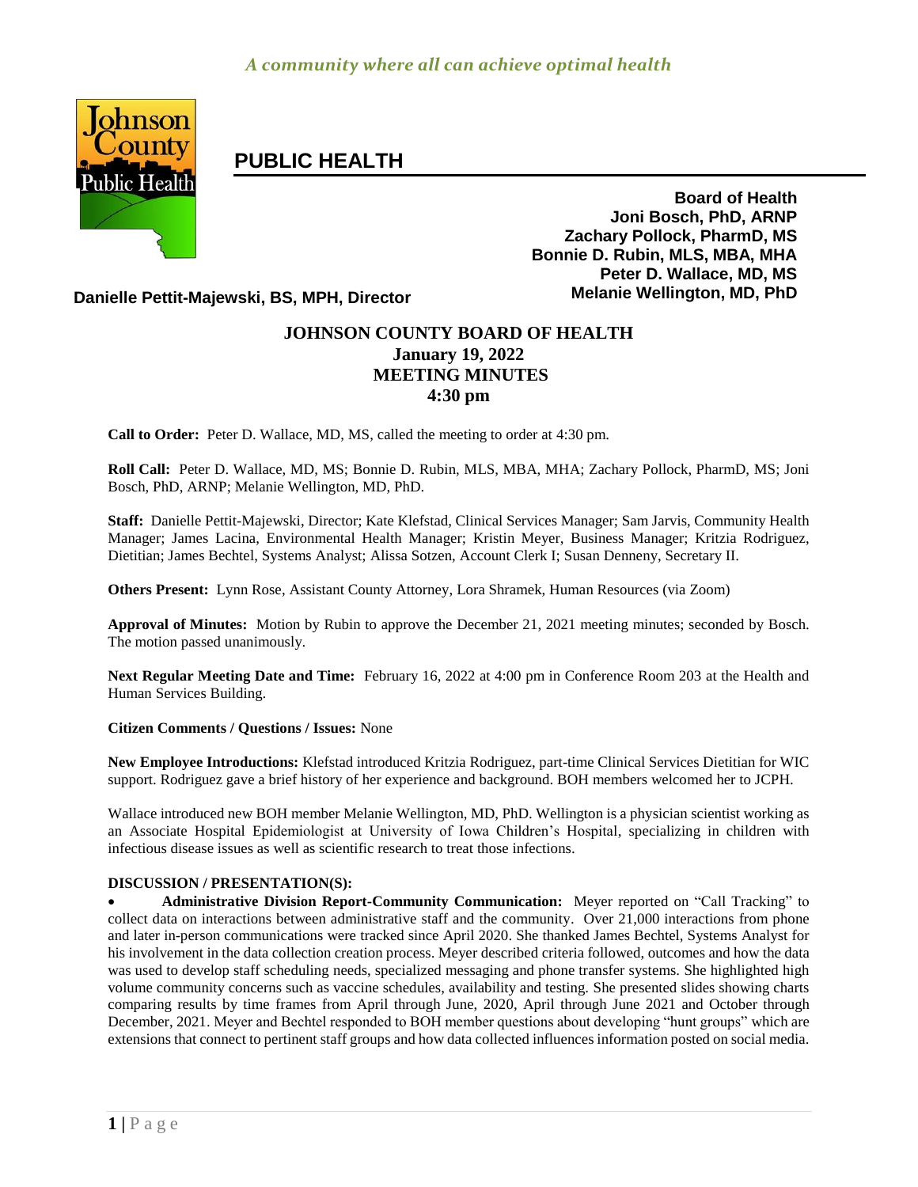*A community where all can achieve optimal health*

# PUBLIC HEALTH

**Board of Health**
**Joni Bosch, PhD, ARNP**
**Zachary Pollock, PharmD, MS**
**Bonnie D. Rubin, MLS, MBA, MHA**
**Peter D. Wallace, MD, MS**
**Melanie Wellington, MD, PhD**

**Danielle Pettit-Majewski, BS, MPH, Director**

## JOHNSON COUNTY BOARD OF HEALTH
## January 19, 2022
## MEETING MINUTES
## 4:30 pm

**Call to Order:** Peter D. Wallace, MD, MS, called the meeting to order at 4:30 pm.

**Roll Call:** Peter D. Wallace, MD, MS; Bonnie D. Rubin, MLS, MBA, MHA; Zachary Pollock, PharmD, MS; Joni Bosch, PhD, ARNP; Melanie Wellington, MD, PhD.

**Staff:** Danielle Pettit-Majewski, Director; Kate Klefstad, Clinical Services Manager; Sam Jarvis, Community Health Manager; James Lacina, Environmental Health Manager; Kristin Meyer, Business Manager; Kritzia Rodriguez, Dietitian; James Bechtel, Systems Analyst; Alissa Sotzen, Account Clerk I; Susan Denneny, Secretary II.

**Others Present:** Lynn Rose, Assistant County Attorney, Lora Shramek, Human Resources (via Zoom)

**Approval of Minutes:** Motion by Rubin to approve the December 21, 2021 meeting minutes; seconded by Bosch. The motion passed unanimously.

**Next Regular Meeting Date and Time:** February 16, 2022 at 4:00 pm in Conference Room 203 at the Health and Human Services Building.

**Citizen Comments / Questions / Issues:** None

**New Employee Introductions:** Klefstad introduced Kritzia Rodriguez, part-time Clinical Services Dietitian for WIC support. Rodriguez gave a brief history of her experience and background. BOH members welcomed her to JCPH.

Wallace introduced new BOH member Melanie Wellington, MD, PhD. Wellington is a physician scientist working as an Associate Hospital Epidemiologist at University of Iowa Children's Hospital, specializing in children with infectious disease issues as well as scientific research to treat those infections.

**DISCUSSION / PRESENTATION(S):**

- **Administrative Division Report-Community Communication:** Meyer reported on "Call Tracking" to collect data on interactions between administrative staff and the community. Over 21,000 interactions from phone and later in-person communications were tracked since April 2020. She thanked James Bechtel, Systems Analyst for his involvement in the data collection creation process. Meyer described criteria followed, outcomes and how the data was used to develop staff scheduling needs, specialized messaging and phone transfer systems. She highlighted high volume community concerns such as vaccine schedules, availability and testing. She presented slides showing charts comparing results by time frames from April through June, 2020, April through June 2021 and October through December, 2021. Meyer and Bechtel responded to BOH member questions about developing "hunt groups" which are extensions that connect to pertinent staff groups and how data collected influences information posted on social media.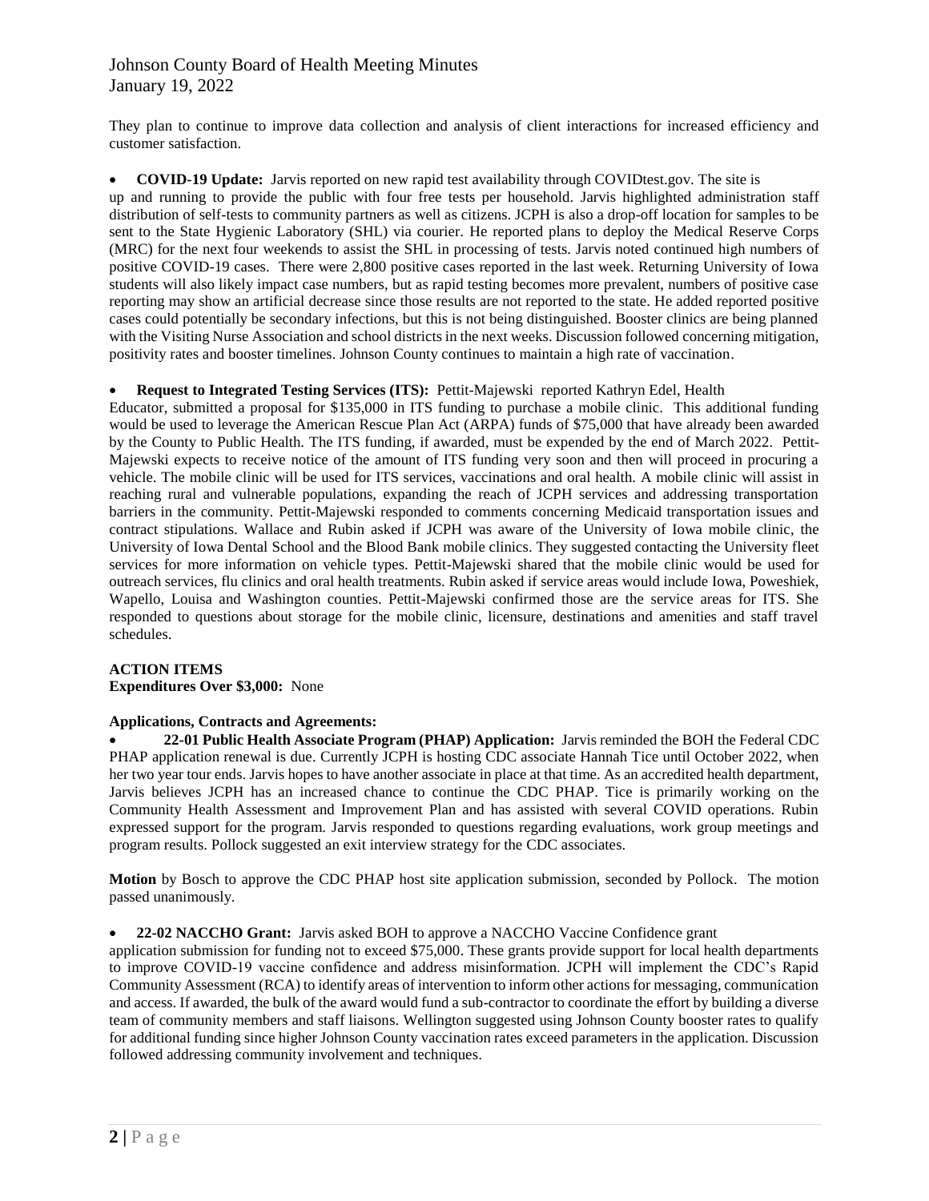They plan to continue to improve data collection and analysis of client interactions for increased efficiency and customer satisfaction.

- **COVID-19 Update:** Jarvis reported on new rapid test availability through COVIDtest.gov. The site is up and running to provide the public with four free tests per household. Jarvis highlighted administration staff distribution of self-tests to community partners as well as citizens. JCPH is also a drop-off location for samples to be sent to the State Hygienic Laboratory (SHL) via courier. He reported plans to deploy the Medical Reserve Corps (MRC) for the next four weekends to assist the SHL in processing of tests. Jarvis noted continued high numbers of positive COVID-19 cases. There were 2,800 positive cases reported in the last week. Returning University of Iowa students will also likely impact case numbers, but as rapid testing becomes more prevalent, numbers of positive case reporting may show an artificial decrease since those results are not reported to the state. He added reported positive cases could potentially be secondary infections, but this is not being distinguished. Booster clinics are being planned with the Visiting Nurse Association and school districts in the next weeks. Discussion followed concerning mitigation, positivity rates and booster timelines. Johnson County continues to maintain a high rate of vaccination.

- **Request to Integrated Testing Services (ITS):** Pettit-Majewski reported Kathryn Edel, Health Educator, submitted a proposal for $135,000 in ITS funding to purchase a mobile clinic. This additional funding would be used to leverage the American Rescue Plan Act (ARPA) funds of $75,000 that have already been awarded by the County to Public Health. The ITS funding, if awarded, must be expended by the end of March 2022. Pettit-Majewski expects to receive notice of the amount of ITS funding very soon and then will proceed in procuring a vehicle. The mobile clinic will be used for ITS services, vaccinations and oral health. A mobile clinic will assist in reaching rural and vulnerable populations, expanding the reach of JCPH services and addressing transportation barriers in the community. Pettit-Majewski responded to comments concerning Medicaid transportation issues and contract stipulations. Wallace and Rubin asked if JCPH was aware of the University of Iowa mobile clinic, the University of Iowa Dental School and the Blood Bank mobile clinics. They suggested contacting the University fleet services for more information on vehicle types. Pettit-Majewski shared that the mobile clinic would be used for outreach services, flu clinics and oral health treatments. Rubin asked if service areas would include Iowa, Poweshiek, Wapello, Louisa and Washington counties. Pettit-Majewski confirmed those are the service areas for ITS. She responded to questions about storage for the mobile clinic, licensure, destinations and amenities and staff travel schedules.

**ACTION ITEMS**

**Expenditures Over $3,000:** None

**Applications, Contracts and Agreements:**

- **22-01 Public Health Associate Program (PHAP) Application:** Jarvis reminded the BOH the Federal CDC PHAP application renewal is due. Currently JCPH is hosting CDC associate Hannah Tice until October 2022, when her two year tour ends. Jarvis hopes to have another associate in place at that time. As an accredited health department, Jarvis believes JCPH has an increased chance to continue the CDC PHAP. Tice is primarily working on the Community Health Assessment and Improvement Plan and has assisted with several COVID operations. Rubin expressed support for the program. Jarvis responded to questions regarding evaluations, work group meetings and program results. Pollock suggested an exit interview strategy for the CDC associates.

**Motion** by Bosch to approve the CDC PHAP host site application submission, seconded by Pollock. The motion passed unanimously.

- **22-02 NACCHO Grant:** Jarvis asked BOH to approve a NACCHO Vaccine Confidence grant application submission for funding not to exceed $75,000. These grants provide support for local health departments to improve COVID-19 vaccine confidence and address misinformation. JCPH will implement the CDC's Rapid Community Assessment (RCA) to identify areas of intervention to inform other actions for messaging, communication and access. If awarded, the bulk of the award would fund a sub-contractor to coordinate the effort by building a diverse team of community members and staff liaisons. Wellington suggested using Johnson County booster rates to qualify for additional funding since higher Johnson County vaccination rates exceed parameters in the application. Discussion followed addressing community involvement and techniques.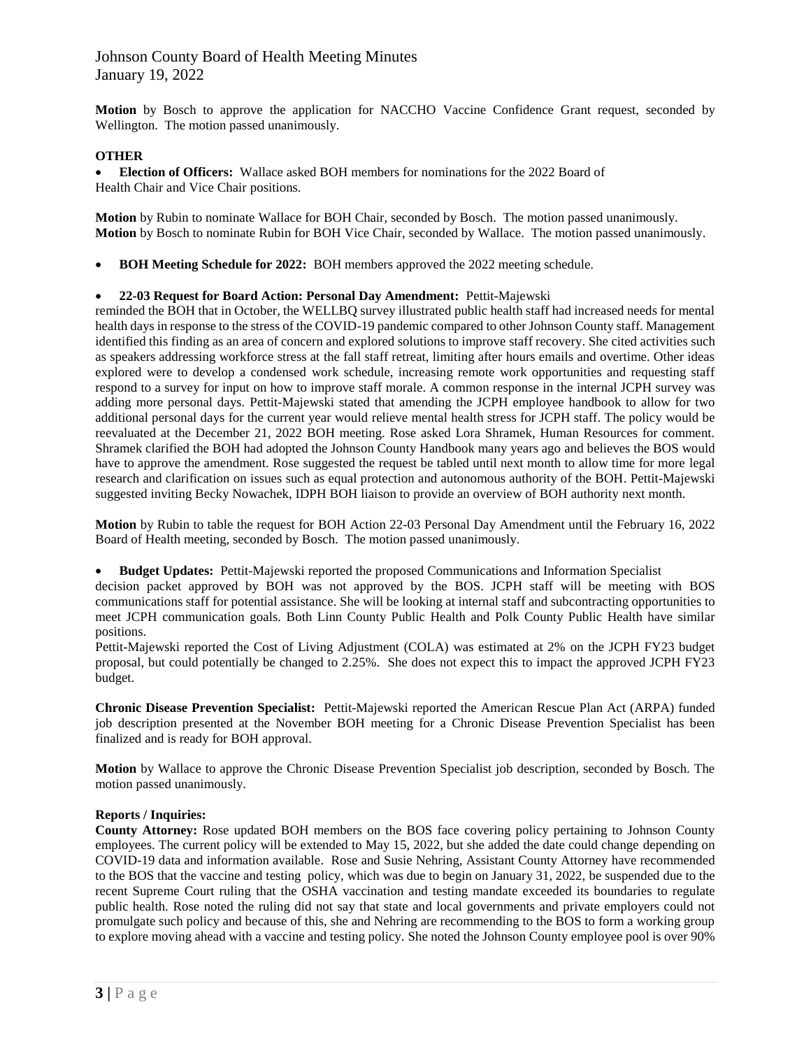**Motion** by Bosch to approve the application for NACCHO Vaccine Confidence Grant request, seconded by Wellington. The motion passed unanimously.

**OTHER**

- **Election of Officers:** Wallace asked BOH members for nominations for the 2022 Board of Health Chair and Vice Chair positions.

**Motion** by Rubin to nominate Wallace for BOH Chair, seconded by Bosch. The motion passed unanimously.
**Motion** by Bosch to nominate Rubin for BOH Vice Chair, seconded by Wallace. The motion passed unanimously.

- **BOH Meeting Schedule for 2022:** BOH members approved the 2022 meeting schedule.

- **22-03 Request for Board Action: Personal Day Amendment:** Pettit-Majewski reminded the BOH that in October, the WELLBQ survey illustrated public health staff had increased needs for mental health days in response to the stress of the COVID-19 pandemic compared to other Johnson County staff. Management identified this finding as an area of concern and explored solutions to improve staff recovery. She cited activities such as speakers addressing workforce stress at the fall staff retreat, limiting after hours emails and overtime. Other ideas explored were to develop a condensed work schedule, increasing remote work opportunities and requesting staff respond to a survey for input on how to improve staff morale. A common response in the internal JCPH survey was adding more personal days. Pettit-Majewski stated that amending the JCPH employee handbook to allow for two additional personal days for the current year would relieve mental health stress for JCPH staff. The policy would be reevaluated at the December 21, 2022 BOH meeting. Rose asked Lora Shramek, Human Resources for comment. Shramek clarified the BOH had adopted the Johnson County Handbook many years ago and believes the BOS would have to approve the amendment. Rose suggested the request be tabled until next month to allow time for more legal research and clarification on issues such as equal protection and autonomous authority of the BOH. Pettit-Majewski suggested inviting Becky Nowachek, IDPH BOH liaison to provide an overview of BOH authority next month.

**Motion** by Rubin to table the request for BOH Action 22-03 Personal Day Amendment until the February 16, 2022 Board of Health meeting, seconded by Bosch. The motion passed unanimously.

- **Budget Updates:** Pettit-Majewski reported the proposed Communications and Information Specialist decision packet approved by BOH was not approved by the BOS. JCPH staff will be meeting with BOS communications staff for potential assistance. She will be looking at internal staff and subcontracting opportunities to meet JCPH communication goals. Both Linn County Public Health and Polk County Public Health have similar positions.
Pettit-Majewski reported the Cost of Living Adjustment (COLA) was estimated at 2% on the JCPH FY23 budget proposal, but could potentially be changed to 2.25%. She does not expect this to impact the approved JCPH FY23 budget.

**Chronic Disease Prevention Specialist:** Pettit-Majewski reported the American Rescue Plan Act (ARPA) funded job description presented at the November BOH meeting for a Chronic Disease Prevention Specialist has been finalized and is ready for BOH approval.

**Motion** by Wallace to approve the Chronic Disease Prevention Specialist job description, seconded by Bosch. The motion passed unanimously.

**Reports / Inquiries:**
**County Attorney:** Rose updated BOH members on the BOS face covering policy pertaining to Johnson County employees. The current policy will be extended to May 15, 2022, but she added the date could change depending on COVID-19 data and information available. Rose and Susie Nehring, Assistant County Attorney have recommended to the BOS that the vaccine and testing policy, which was due to begin on January 31, 2022, be suspended due to the recent Supreme Court ruling that the OSHA vaccination and testing mandate exceeded its boundaries to regulate public health. Rose noted the ruling did not say that state and local governments and private employers could not promulgate such policy and because of this, she and Nehring are recommending to the BOS to form a working group to explore moving ahead with a vaccine and testing policy. She noted the Johnson County employee pool is over 90%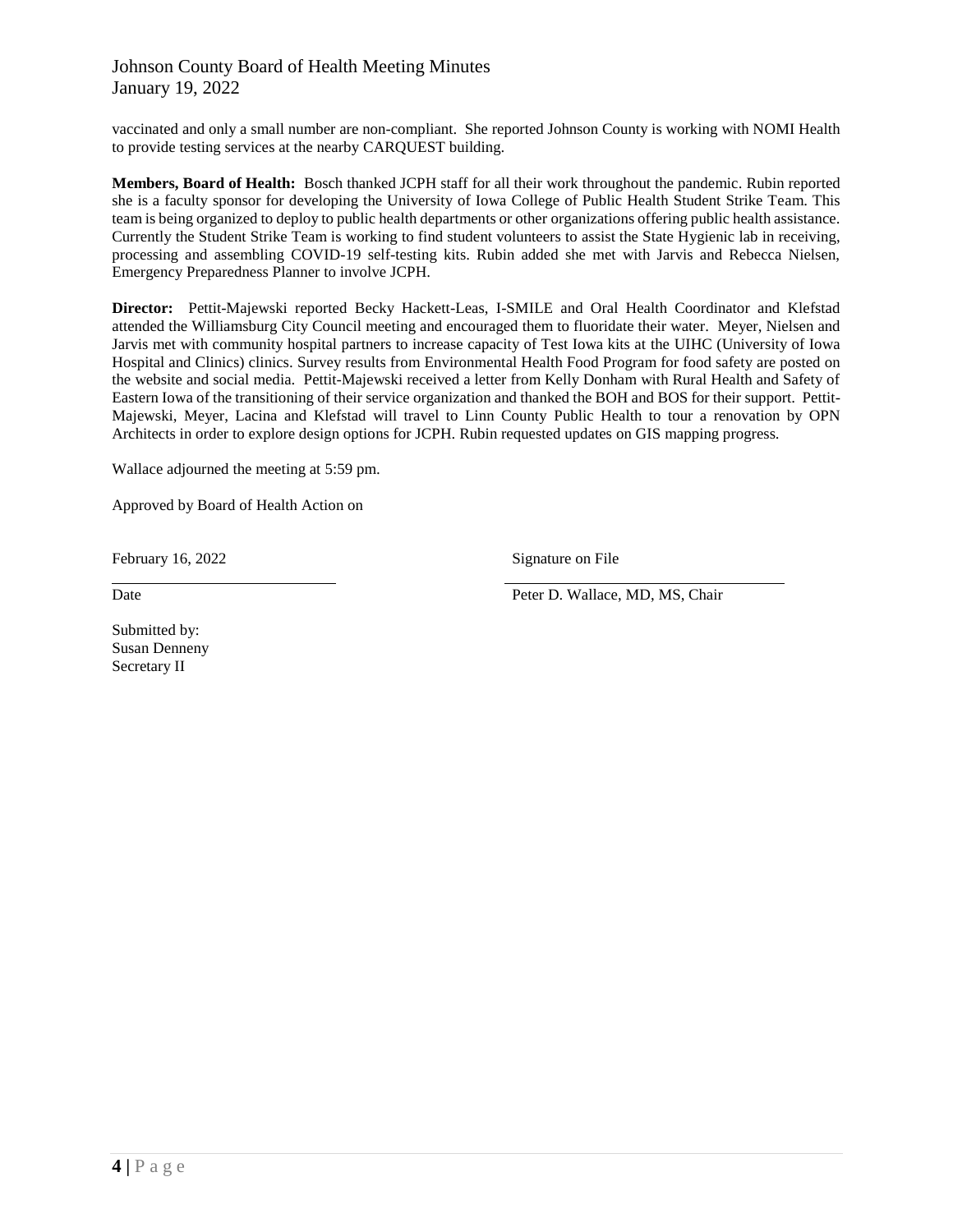vaccinated and only a small number are non-compliant. She reported Johnson County is working with NOMI Health to provide testing services at the nearby CARQUEST building.

**Members, Board of Health:** Bosch thanked JCPH staff for all their work throughout the pandemic. Rubin reported she is a faculty sponsor for developing the University of Iowa College of Public Health Student Strike Team. This team is being organized to deploy to public health departments or other organizations offering public health assistance. Currently the Student Strike Team is working to find student volunteers to assist the State Hygienic lab in receiving, processing and assembling COVID-19 self-testing kits. Rubin added she met with Jarvis and Rebecca Nielsen, Emergency Preparedness Planner to involve JCPH.

**Director:** Pettit-Majewski reported Becky Hackett-Leas, I-SMILE and Oral Health Coordinator and Klefstad attended the Williamsburg City Council meeting and encouraged them to fluoridate their water. Meyer, Nielsen and Jarvis met with community hospital partners to increase capacity of Test Iowa kits at the UIHC (University of Iowa Hospital and Clinics) clinics. Survey results from Environmental Health Food Program for food safety are posted on the website and social media. Pettit-Majewski received a letter from Kelly Donham with Rural Health and Safety of Eastern Iowa of the transitioning of their service organization and thanked the BOH and BOS for their support. Pettit-Majewski, Meyer, Lacina and Klefstad will travel to Linn County Public Health to tour a renovation by OPN Architects in order to explore design options for JCPH. Rubin requested updates on GIS mapping progress.

Wallace adjourned the meeting at 5:59 pm.

Approved by Board of Health Action on

February 16, 2022 — Date

Signature on File — Peter D. Wallace, MD, MS, Chair

Submitted by:
Susan Denneny
Secretary II